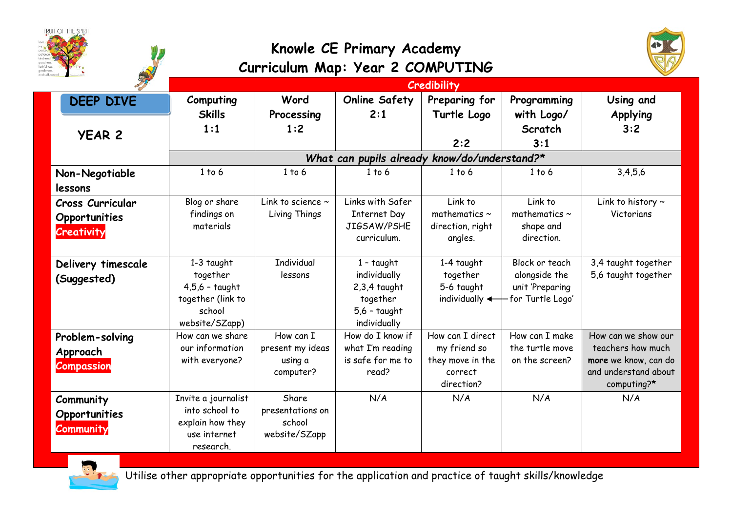# Knowle CE Primary Academy

## Curriculum Map: Year 2 COMPUTING

| DEEP DIVE YEAR 2 | Computing Skills 1:1 | Word Processing 1:2 | Online Safety 2:1 | Preparing for Turtle Logo 2:2 | Programming with Logo/ Scratch 3:1 | Using and Applying 3:2 |
|---|---|---|---|---|---|---|
| | **Credibility** | | | | | |
| | *What can pupils already know/do/understand?** | | | | | |
| **Non-Negotiable lessons** | 1 to 6 | 1 to 6 | 1 to 6 | 1 to 6 | 1 to 6 | 3,4,5,6 |
| **Cross Curricular Opportunities** **Creativity** | Blog or share findings on materials | Link to science ~ Living Things | Links with Safer Internet Day JIGSAW/PSHE curriculum. | Link to mathematics ~ direction, right angles. | Link to mathematics ~ shape and direction. | Link to history ~ Victorians |
| **Delivery timescale (Suggested)** | 1-3 taught together 4,5,6 – taught together (link to school website/SZapp) | Individual lessons | 1 – taught individually 2,3,4 taught together 5,6 – taught individually | 1-4 taught together 5-6 taught individually ← | Block or teach alongside the unit 'Preparing for Turtle Logo' | 3,4 taught together 5,6 taught together |
| **Problem-solving Approach** **Compassion** | How can we share our information with everyone? | How can I present my ideas using a computer? | How do I know if what I'm reading is safe for me to read? | How can I direct my friend so they move in the correct direction? | How can I make the turtle move on the screen? | How can we show our teachers how much **more** we know, can do and understand about computing?* |
| **Community Opportunities** **Community** | Invite a journalist into school to explain how they use internet research. | Share presentations on school website/SZapp | N/A | N/A | N/A | N/A |

Utilise other appropriate opportunities for the application and practice of taught skills/knowledge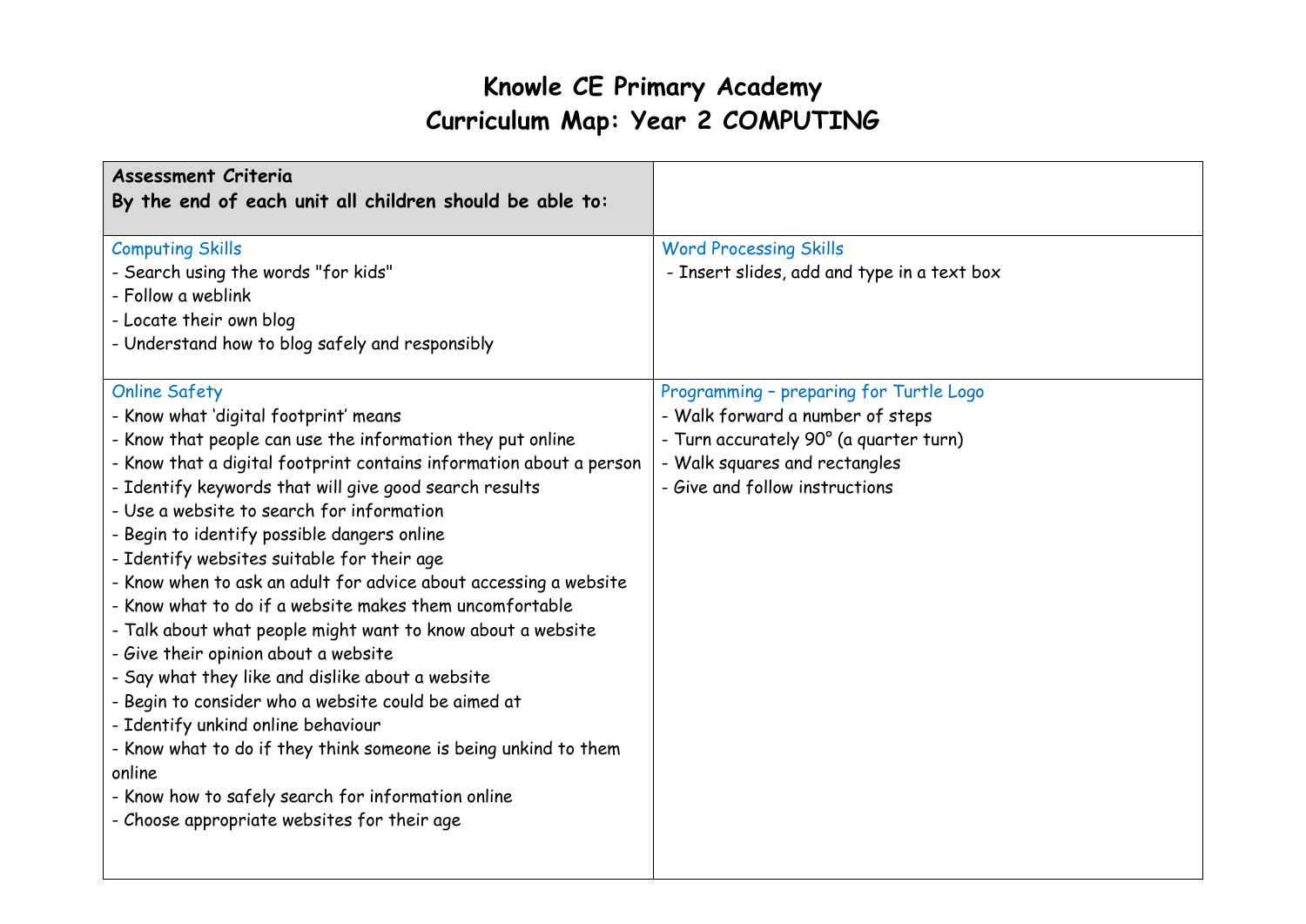# Knowle CE Primary Academy
# Curriculum Map: Year 2 COMPUTING

| **Assessment Criteria**<br>**By the end of each unit all children should be able to:** | |
|---|---|
| Computing Skills<br>- Search using the words "for kids"<br>- Follow a weblink<br>- Locate their own blog<br>- Understand how to blog safely and responsibly | Word Processing Skills<br>- Insert slides, add and type in a text box |
| Online Safety<br>- Know what 'digital footprint' means<br>- Know that people can use the information they put online<br>- Know that a digital footprint contains information about a person<br>- Identify keywords that will give good search results<br>- Use a website to search for information<br>- Begin to identify possible dangers online<br>- Identify websites suitable for their age<br>- Know when to ask an adult for advice about accessing a website<br>- Know what to do if a website makes them uncomfortable<br>- Talk about what people might want to know about a website<br>- Give their opinion about a website<br>- Say what they like and dislike about a website<br>- Begin to consider who a website could be aimed at<br>- Identify unkind online behaviour<br>- Know what to do if they think someone is being unkind to them online<br>- Know how to safely search for information online<br>- Choose appropriate websites for their age | Programming – preparing for Turtle Logo<br>- Walk forward a number of steps<br>- Turn accurately 90° (a quarter turn)<br>- Walk squares and rectangles<br>- Give and follow instructions |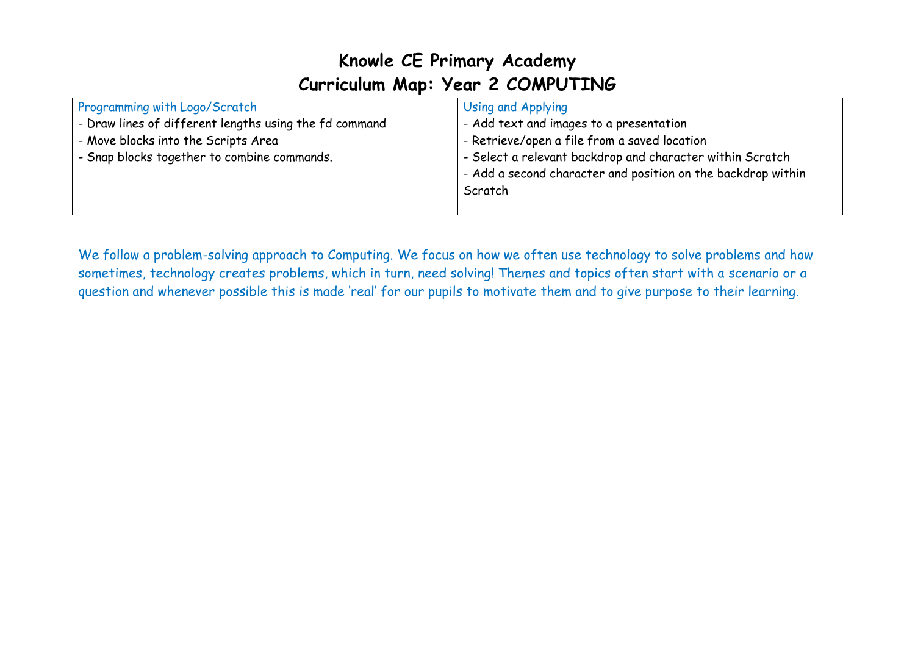# Knowle CE Primary Academy
## Curriculum Map: Year 2 COMPUTING

| Programming with Logo/Scratch | Using and Applying |
|---|---|
| - Draw lines of different lengths using the fd command<br>- Move blocks into the Scripts Area<br>- Snap blocks together to combine commands. | - Add text and images to a presentation<br>- Retrieve/open a file from a saved location<br>- Select a relevant backdrop and character within Scratch<br>- Add a second character and position on the backdrop within Scratch |

We follow a problem-solving approach to Computing. We focus on how we often use technology to solve problems and how sometimes, technology creates problems, which in turn, need solving! Themes and topics often start with a scenario or a question and whenever possible this is made 'real' for our pupils to motivate them and to give purpose to their learning.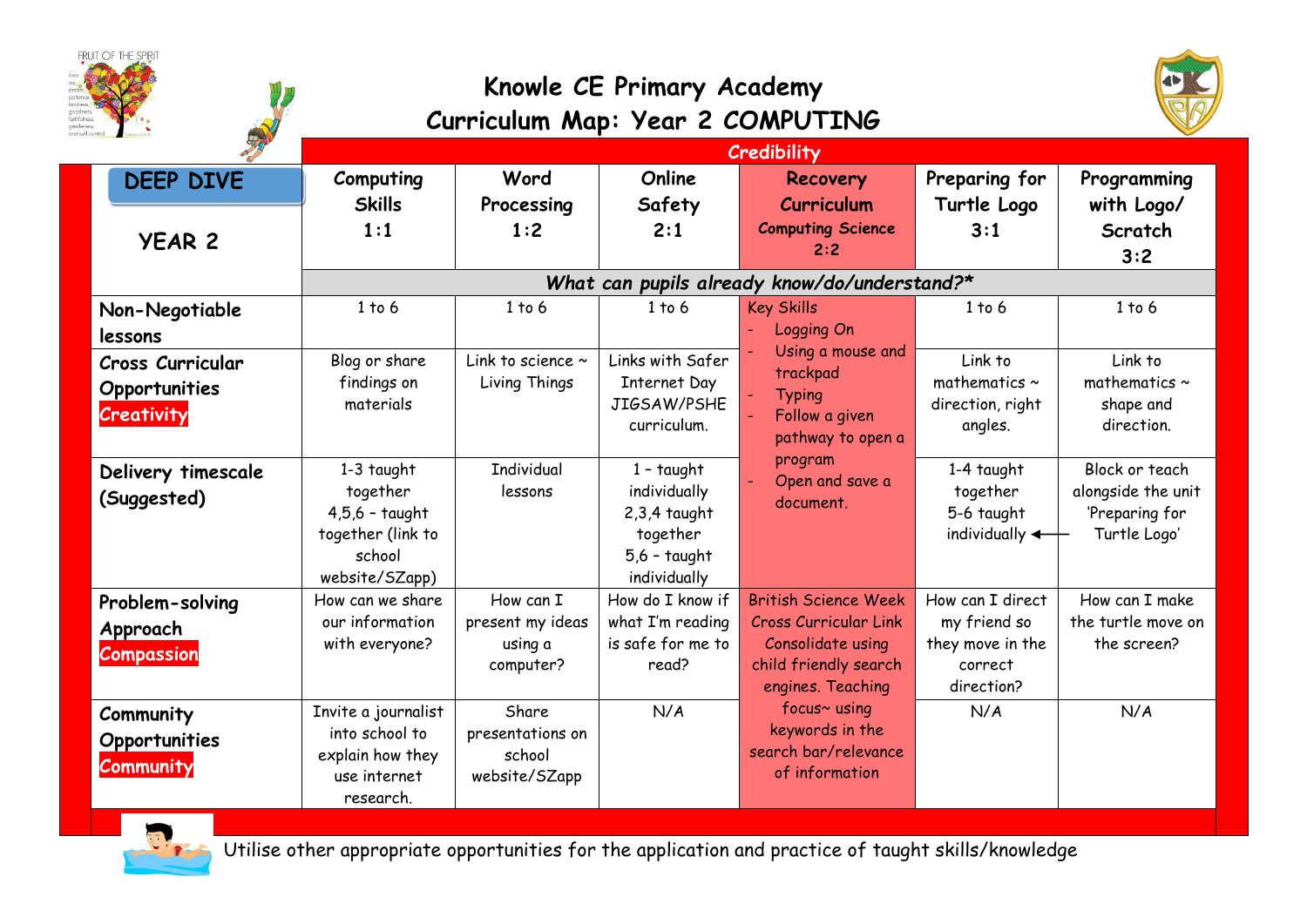# Knowle CE Primary Academy
## Curriculum Map: Year 2 COMPUTING

| DEEP DIVE YEAR 2 | Computing Skills 1:1 | Word Processing 1:2 | Online Safety 2:1 | Recovery Curriculum Computing Science 2:2 | Preparing for Turtle Logo 3:1 | Programming with Logo/ Scratch 3:2 |
|---|---|---|---|---|---|---|
| | *What can pupils already know/do/understand?** | | | | | |
| **Non-Negotiable lessons** | 1 to 6 | 1 to 6 | 1 to 6 | Key Skills<br>- Logging On<br>- Using a mouse and trackpad<br>- Typing<br>- Follow a given pathway to open a program<br>- Open and save a document. | 1 to 6 | 1 to 6 |
| **Cross Curricular Opportunities Creativity** | Blog or share findings on materials | Link to science ~ Living Things | Links with Safer Internet Day JIGSAW/PSHE curriculum. | | Link to mathematics ~ direction, right angles. | Link to mathematics ~ shape and direction. |
| **Delivery timescale (Suggested)** | 1-3 taught together<br>4,5,6 – taught together (link to school website/SZapp) | Individual lessons | 1 – taught individually<br>2,3,4 taught together<br>5,6 – taught individually | | 1-4 taught together<br>5-6 taught individually | Block or teach alongside the unit 'Preparing for Turtle Logo' |
| **Problem-solving Approach Compassion** | How can we share our information with everyone? | How can I present my ideas using a computer? | How do I know if what I'm reading is safe for me to read? | British Science Week Cross Curricular Link Consolidate using child friendly search engines. Teaching focus~ using keywords in the search bar/relevance of information | How can I direct my friend so they move in the correct direction? | How can I make the turtle move on the screen? |
| **Community Opportunities Community** | Invite a journalist into school to explain how they use internet research. | Share presentations on school website/SZapp | N/A | | N/A | N/A |

Utilise other appropriate opportunities for the application and practice of taught skills/knowledge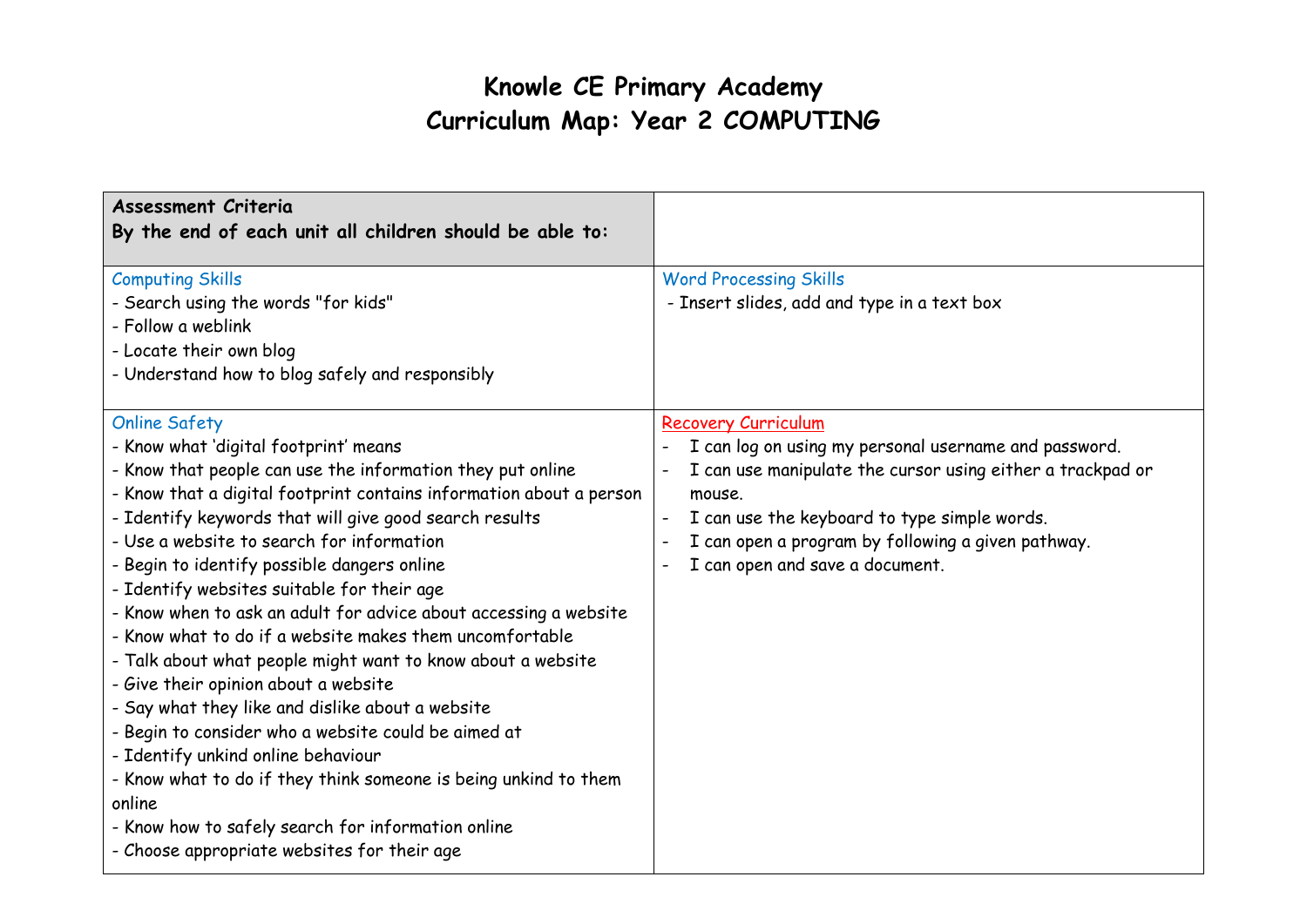# Knowle CE Primary Academy
# Curriculum Map: Year 2 COMPUTING

| **Assessment Criteria**<br>**By the end of each unit all children should be able to:** | |
|---|---|
| Computing Skills<br>- Search using the words "for kids"<br>- Follow a weblink<br>- Locate their own blog<br>- Understand how to blog safely and responsibly | Word Processing Skills<br>- Insert slides, add and type in a text box |
| Online Safety<br>- Know what 'digital footprint' means<br>- Know that people can use the information they put online<br>- Know that a digital footprint contains information about a person<br>- Identify keywords that will give good search results<br>- Use a website to search for information<br>- Begin to identify possible dangers online<br>- Identify websites suitable for their age<br>- Know when to ask an adult for advice about accessing a website<br>- Know what to do if a website makes them uncomfortable<br>- Talk about what people might want to know about a website<br>- Give their opinion about a website<br>- Say what they like and dislike about a website<br>- Begin to consider who a website could be aimed at<br>- Identify unkind online behaviour<br>- Know what to do if they think someone is being unkind to them online<br>- Know how to safely search for information online<br>- Choose appropriate websites for their age | Recovery Curriculum<br>- I can log on using my personal username and password.<br>- I can use manipulate the cursor using either a trackpad or mouse.<br>- I can use the keyboard to type simple words.<br>- I can open a program by following a given pathway.<br>- I can open and save a document. |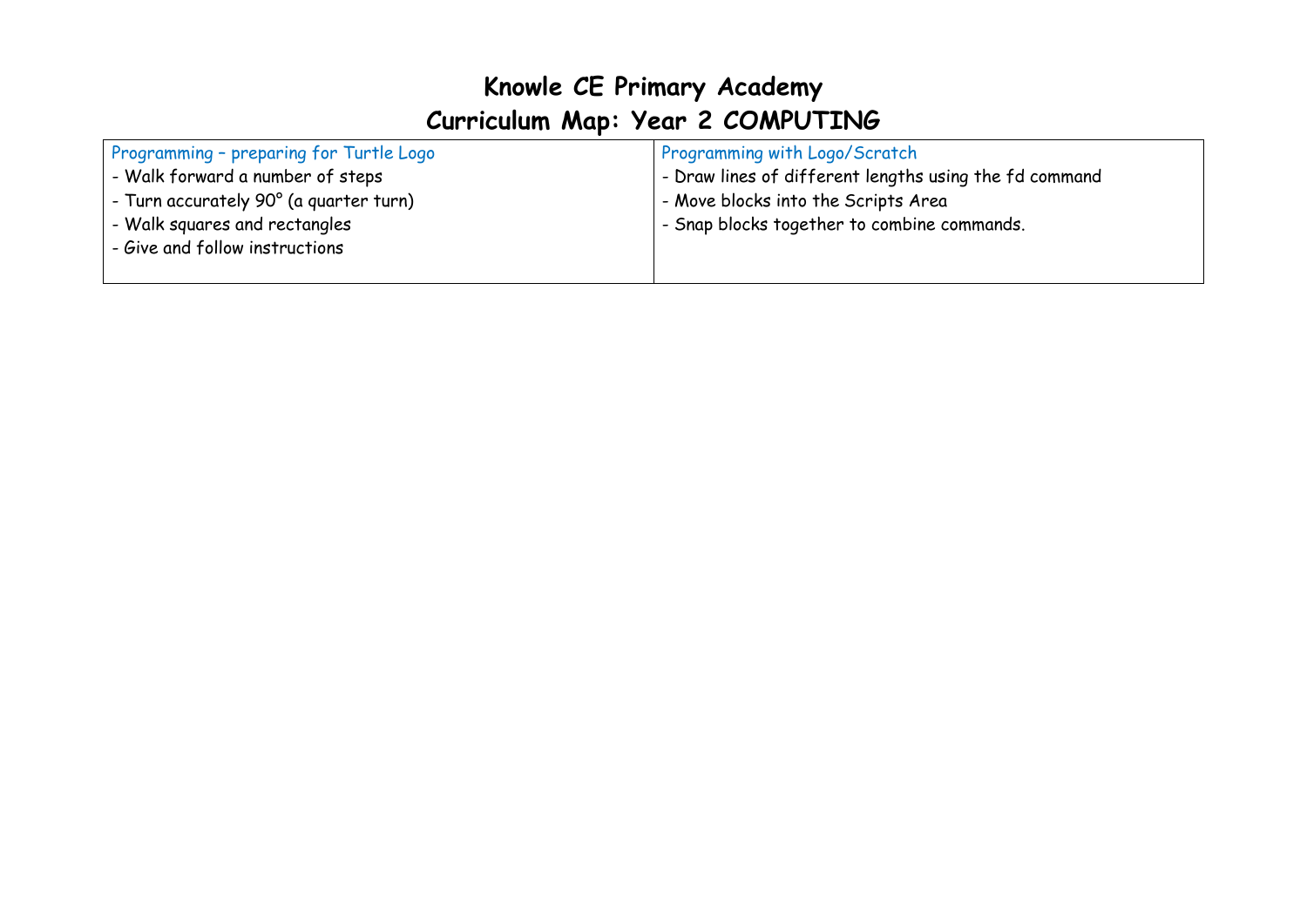# Knowle CE Primary Academy
# Curriculum Map: Year 2 COMPUTING

| | |
|---|---|
| Programming – preparing for Turtle Logo<br>- Walk forward a number of steps<br>- Turn accurately 90° (a quarter turn)<br>- Walk squares and rectangles<br>- Give and follow instructions | Programming with Logo/Scratch<br>- Draw lines of different lengths using the fd command<br>- Move blocks into the Scripts Area<br>- Snap blocks together to combine commands. |